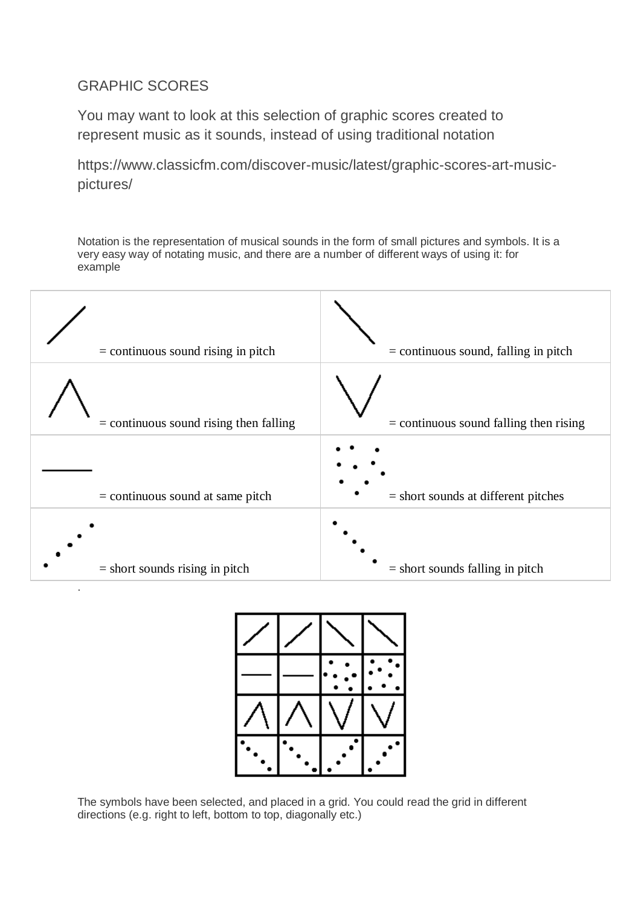GRAPHIC SCORES

You may want to look at this selection of graphic scores created to represent music as it sounds, instead of using traditional notation

https://www.classicfm.com/discover-music/latest/graphic-scores-art-music-pictures/

Notation is the representation of musical sounds in the form of small pictures and symbols. It is a very easy way of notating music, and there are a number of different ways of using it: for example

| | |
|---|---|
| = continuous sound rising in pitch | = continuous sound, falling in pitch |
| = continuous sound rising then falling | = continuous sound falling then rising |
| = continuous sound at same pitch | = short sounds at different pitches |
| = short sounds rising in pitch | = short sounds falling in pitch |

The symbols have been selected, and placed in a grid. You could read the grid in different directions (e.g. right to left, bottom to top, diagonally etc.)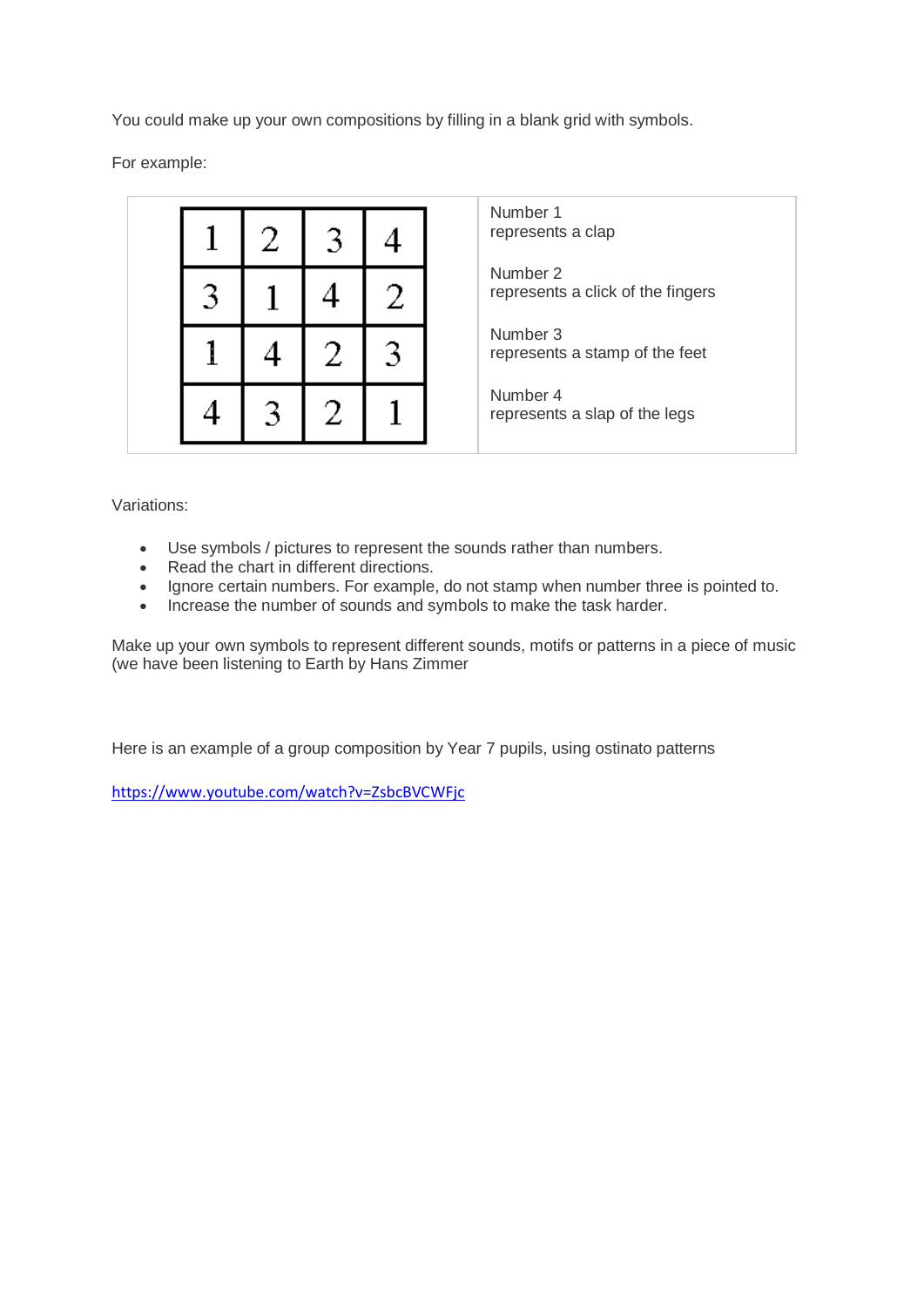You could make up your own compositions by filling in a blank grid with symbols.

For example:

| | | | | |
|---|---|---|---|---|
| 1 | 2 | 3 | 4 | Number 1 represents a clap |
| 3 | 1 | 4 | 2 | Number 2 represents a click of the fingers |
| 1 | 4 | 2 | 3 | Number 3 represents a stamp of the feet |
| 4 | 3 | 2 | 1 | Number 4 represents a slap of the legs |

Variations:

- Use symbols / pictures to represent the sounds rather than numbers.
- Read the chart in different directions.
- Ignore certain numbers. For example, do not stamp when number three is pointed to.
- Increase the number of sounds and symbols to make the task harder.

Make up your own symbols to represent different sounds, motifs or patterns in a piece of music (we have been listening to Earth by Hans Zimmer

Here is an example of a group composition by Year 7 pupils, using ostinato patterns

https://www.youtube.com/watch?v=ZsbcBVCWFjc